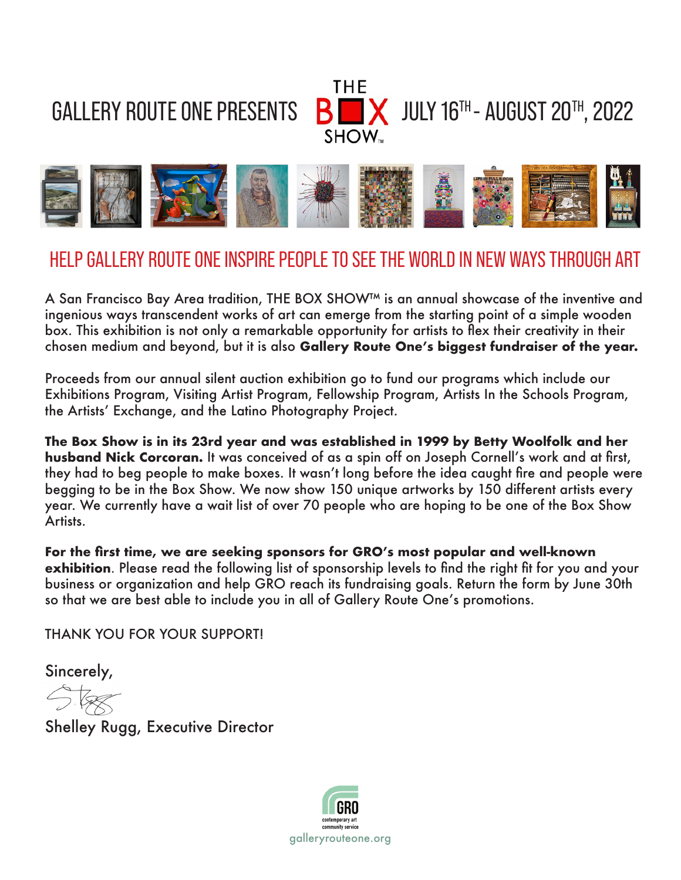# GALLERY ROUTE ONE PRESENTS THE BOX SHOW™ JULY 16TH - AUGUST 20TH, 2022

## HELP GALLERY ROUTE ONE INSPIRE PEOPLE TO SEE THE WORLD IN NEW WAYS THROUGH ART

A San Francisco Bay Area tradition, THE BOX SHOW™ is an annual showcase of the inventive and ingenious ways transcendent works of art can emerge from the starting point of a simple wooden box. This exhibition is not only a remarkable opportunity for artists to flex their creativity in their chosen medium and beyond, but it is also **Gallery Route One's biggest fundraiser of the year.**

Proceeds from our annual silent auction exhibition go to fund our programs which include our Exhibitions Program, Visiting Artist Program, Fellowship Program, Artists In the Schools Program, the Artists' Exchange, and the Latino Photography Project.

**The Box Show is in its 23rd year and was established in 1999 by Betty Woolfolk and her husband Nick Corcoran.** It was conceived of as a spin off on Joseph Cornell's work and at first, they had to beg people to make boxes. It wasn't long before the idea caught fire and people were begging to be in the Box Show. We now show 150 unique artworks by 150 different artists every year. We currently have a wait list of over 70 people who are hoping to be one of the Box Show Artists.

**For the first time, we are seeking sponsors for GRO's most popular and well-known exhibition**. Please read the following list of sponsorship levels to find the right fit for you and your business or organization and help GRO reach its fundraising goals. Return the form by June 30th so that we are best able to include you in all of Gallery Route One's promotions.

THANK YOU FOR YOUR SUPPORT!

Sincerely,

Shelley Rugg, Executive Director

GRO contemporary art community service

galleryrouteone.org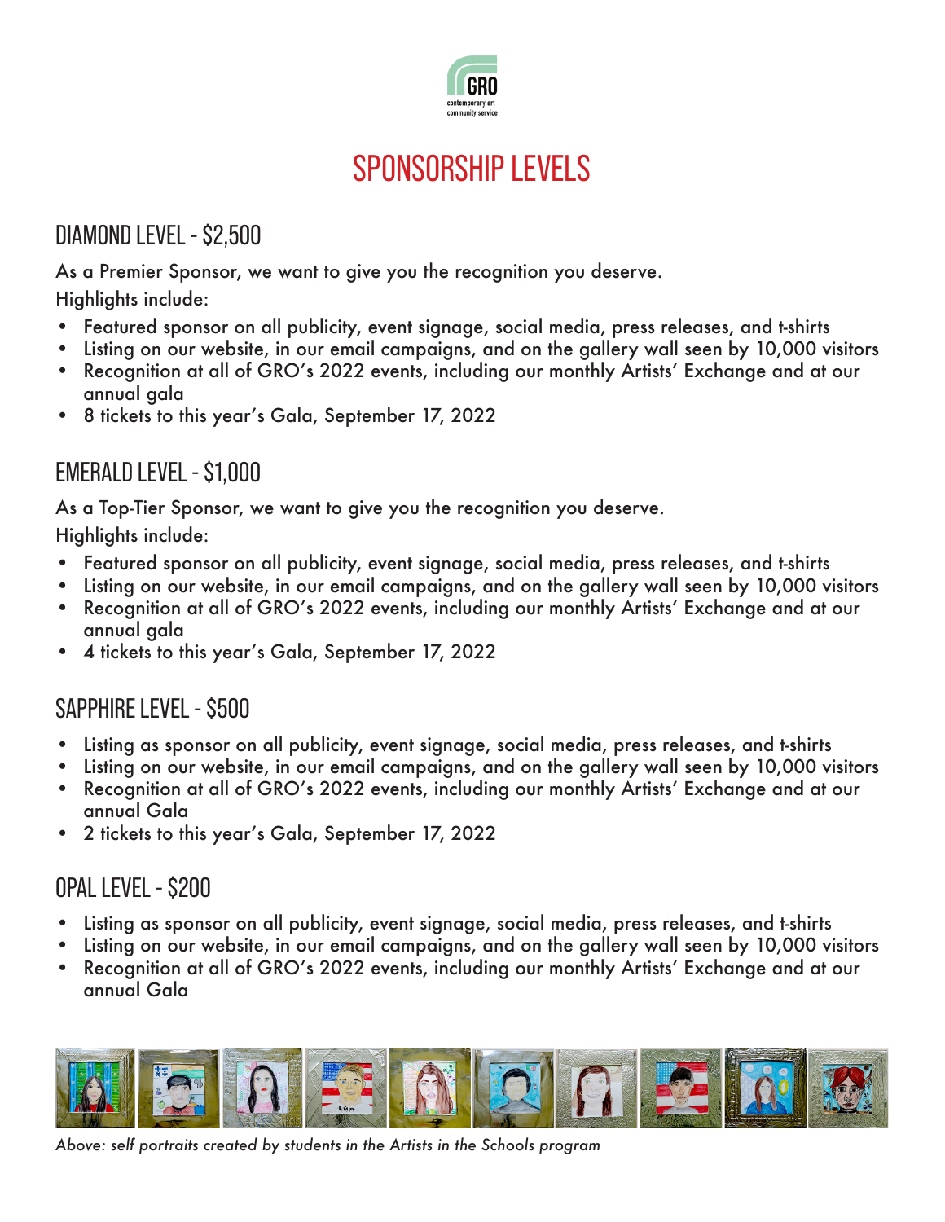GRO
contemporary art
community service

# SPONSORSHIP LEVELS

## DIAMOND LEVEL - $2,500

As a Premier Sponsor, we want to give you the recognition you deserve.
Highlights include:

- Featured sponsor on all publicity, event signage, social media, press releases, and t-shirts
- Listing on our website, in our email campaigns, and on the gallery wall seen by 10,000 visitors
- Recognition at all of GRO's 2022 events, including our monthly Artists' Exchange and at our annual gala
- 8 tickets to this year's Gala, September 17, 2022

## EMERALD LEVEL - $1,000

As a Top-Tier Sponsor, we want to give you the recognition you deserve.
Highlights include:

- Featured sponsor on all publicity, event signage, social media, press releases, and t-shirts
- Listing on our website, in our email campaigns, and on the gallery wall seen by 10,000 visitors
- Recognition at all of GRO's 2022 events, including our monthly Artists' Exchange and at our annual gala
- 4 tickets to this year's Gala, September 17, 2022

## SAPPHIRE LEVEL - $500

- Listing as sponsor on all publicity, event signage, social media, press releases, and t-shirts
- Listing on our website, in our email campaigns, and on the gallery wall seen by 10,000 visitors
- Recognition at all of GRO's 2022 events, including our monthly Artists' Exchange and at our annual Gala
- 2 tickets to this year's Gala, September 17, 2022

## OPAL LEVEL - $200

- Listing as sponsor on all publicity, event signage, social media, press releases, and t-shirts
- Listing on our website, in our email campaigns, and on the gallery wall seen by 10,000 visitors
- Recognition at all of GRO's 2022 events, including our monthly Artists' Exchange and at our annual Gala

*Above: self portraits created by students in the Artists in the Schools program*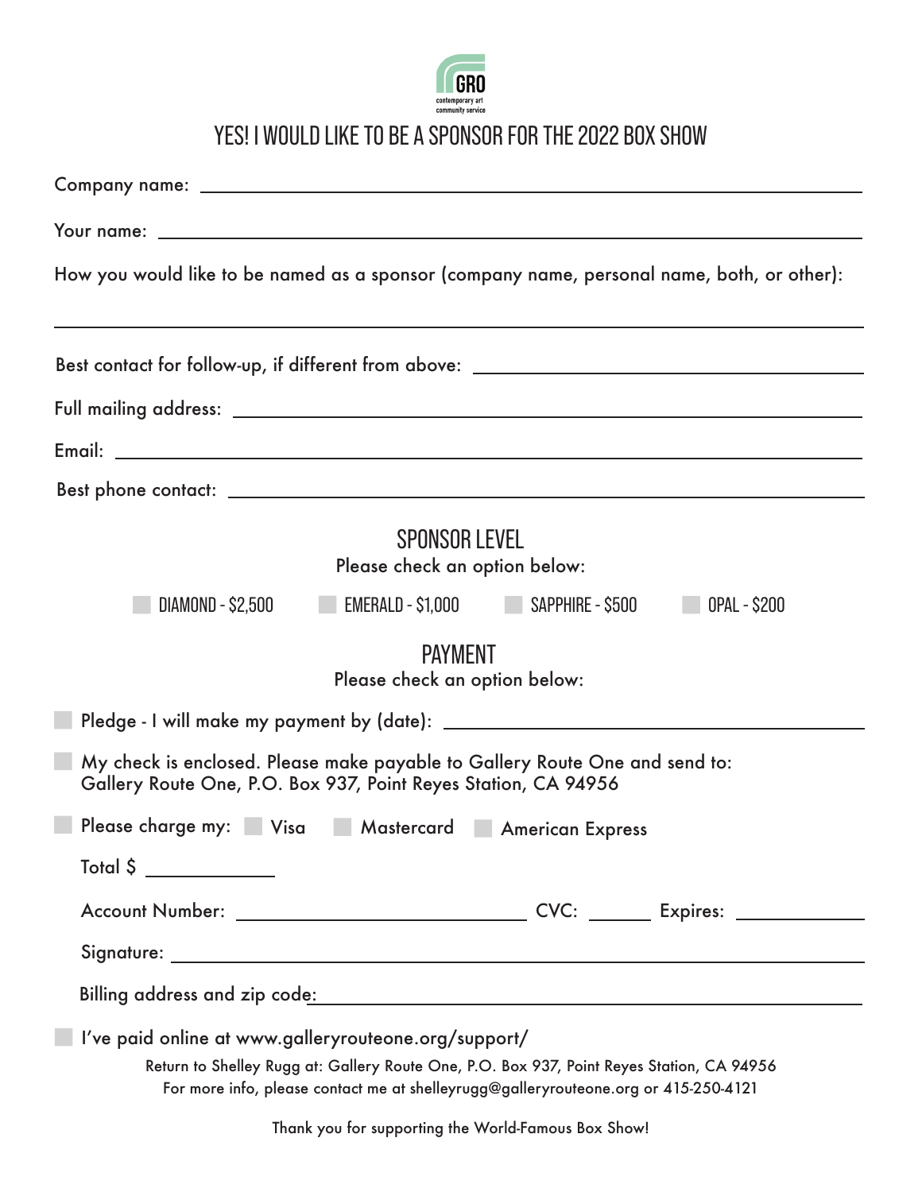GRO
contemporary art
community service

# YES! I WOULD LIKE TO BE A SPONSOR FOR THE 2022 BOX SHOW

Company name: ______________________________

Your name: ______________________________

How you would like to be named as a sponsor (company name, personal name, both, or other):

______________________________

Best contact for follow-up, if different from above: ______________________________

Full mailing address: ______________________________

Email: ______________________________

Best phone contact: ______________________________

## SPONSOR LEVEL

Please check an option below:

☐ DIAMOND - $2,500 ☐ EMERALD - $1,000 ☐ SAPPHIRE - $500 ☐ OPAL - $200

## PAYMENT

Please check an option below:

☐ Pledge - I will make my payment by (date): ______________________________

☐ My check is enclosed. Please make payable to Gallery Route One and send to: Gallery Route One, P.O. Box 937, Point Reyes Station, CA 94956

☐ Please charge my: ☐ Visa ☐ Mastercard ☐ American Express

Total $ __________

Account Number: ______________________________ CVC: ______ Expires: __________

Signature: ______________________________

Billing address and zip code: ______________________________

☐ I've paid online at www.galleryrouteone.org/support/

Return to Shelley Rugg at: Gallery Route One, P.O. Box 937, Point Reyes Station, CA 94956
For more info, please contact me at shelleyrugg@galleryrouteone.org or 415-250-4121

Thank you for supporting the World-Famous Box Show!